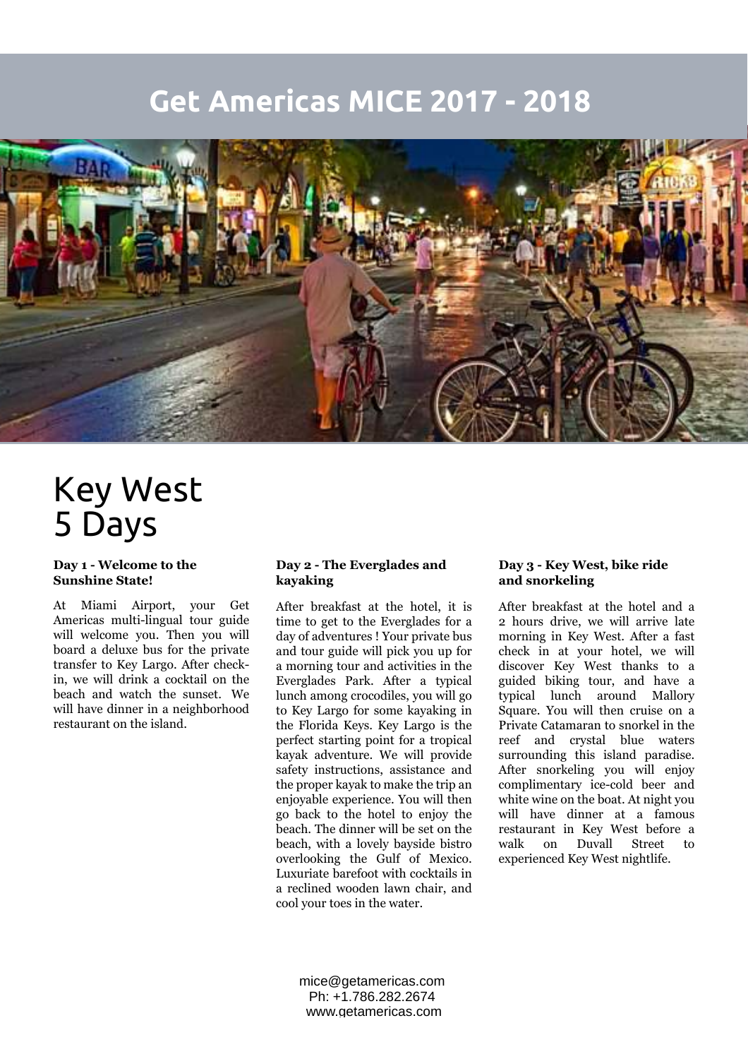# Get Americas MICE 2017 - 2018

## Key West 5 Days

### Day 1 - Welcome to the Sunshine State!

At Miami Airport, your Get Americas multi-lingual tour guide will welcome you. Then you will board a deluxe bus for the private transfer to Key Largo. After check-in, we will drink a cocktail on the beach and watch the sunset. We will have dinner in a neighborhood restaurant on the island.

### Day 2 - The Everglades and kayaking

After breakfast at the hotel, it is time to get to the Everglades for a day of adventures ! Your private bus and tour guide will pick you up for a morning tour and activities in the Everglades Park. After a typical lunch among crocodiles, you will go to Key Largo for some kayaking in the Florida Keys. Key Largo is the perfect starting point for a tropical kayak adventure. We will provide safety instructions, assistance and the proper kayak to make the trip an enjoyable experience. You will then go back to the hotel to enjoy the beach. The dinner will be set on the beach, with a lovely bayside bistro overlooking the Gulf of Mexico. Luxuriate barefoot with cocktails in a reclined wooden lawn chair, and cool your toes in the water.

### Day 3 - Key West, bike ride and snorkeling

After breakfast at the hotel and a 2 hours drive, we will arrive late morning in Key West. After a fast check in at your hotel, we will discover Key West thanks to a guided biking tour, and have a typical lunch around Mallory Square. You will then cruise on a Private Catamaran to snorkel in the reef and crystal blue waters surrounding this island paradise. After snorkeling you will enjoy complimentary ice-cold beer and white wine on the boat. At night you will have dinner at a famous restaurant in Key West before a walk on Duvall Street to experienced Key West nightlife.

mice@getamericas.com
Ph: +1.786.282.2674
www.getamericas.com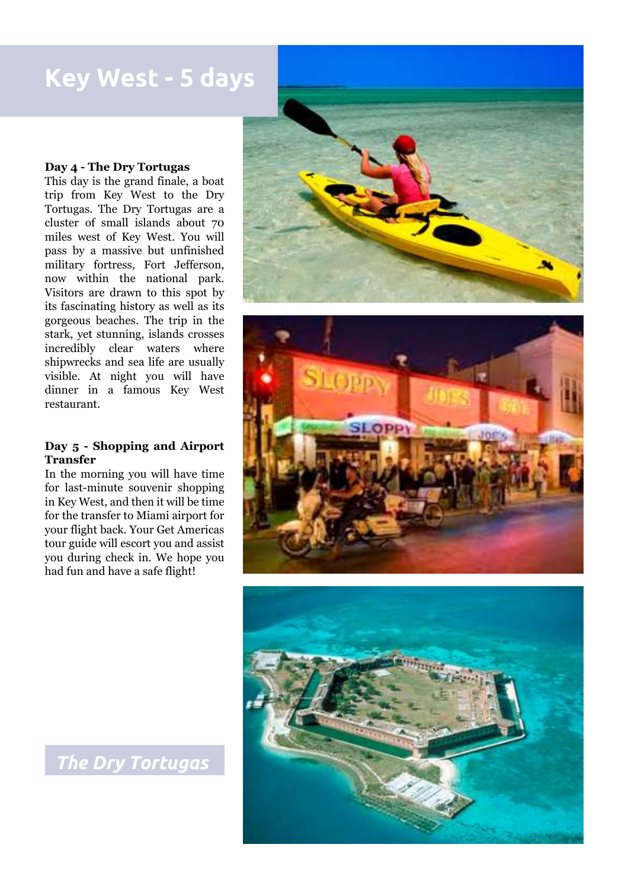# Key West - 5 days

**Day 4 - The Dry Tortugas**

This day is the grand finale, a boat trip from Key West to the Dry Tortugas. The Dry Tortugas are a cluster of small islands about 70 miles west of Key West. You will pass by a massive but unfinished military fortress, Fort Jefferson, now within the national park. Visitors are drawn to this spot by its fascinating history as well as its gorgeous beaches. The trip in the stark, yet stunning, islands crosses incredibly clear waters where shipwrecks and sea life are usually visible. At night you will have dinner in a famous Key West restaurant.

**Day 5 - Shopping and Airport Transfer**

In the morning you will have time for last-minute souvenir shopping in Key West, and then it will be time for the transfer to Miami airport for your flight back. Your Get Americas tour guide will escort you and assist you during check in. We hope you had fun and have a safe flight!

*The Dry Tortugas*